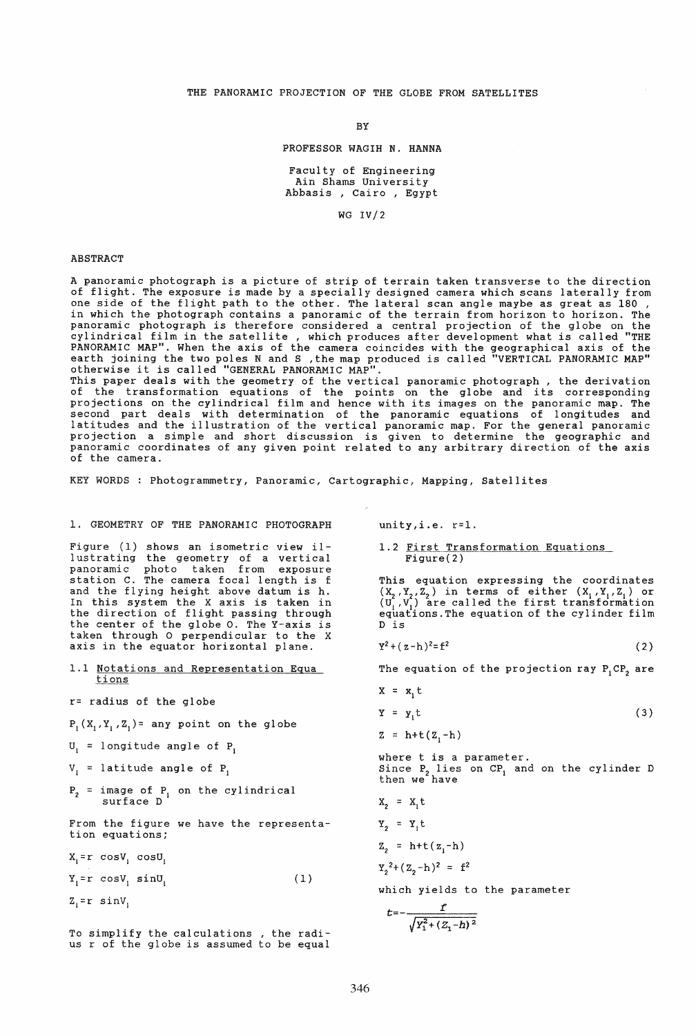# THE PANORAMIC PROJECTION OF THE GLOBE FROM SATELLITES

BY

PROFESSOR WAGIH N. HANNA

Faculty of Engineering
Ain Shams University
Abbasis , Cairo , Egypt

WG IV/2

## ABSTRACT

A panoramic photograph is a picture of strip of terrain taken transverse to the direction of flight. The exposure is made by a specially designed camera which scans laterally from one side of the flight path to the other. The lateral scan angle maybe as great as 180 , in which the photograph contains a panoramic of the terrain from horizon to horizon. The panoramic photograph is therefore considered a central projection of the globe on the cylindrical film in the satellite , which produces after development what is called "THE PANORAMIC MAP". When the axis of the camera coincides with the geographical axis of the earth joining the two poles N and S ,the map produced is called "VERTICAL PANORAMIC MAP" otherwise it is called "GENERAL PANORAMIC MAP".

This paper deals with the geometry of the vertical panoramic photograph , the derivation of the transformation equations of the points on the globe and its corresponding projections on the cylindrical film and hence with its images on the panoramic map. The second part deals with determination of the panoramic equations of longitudes and latitudes and the illustration of the vertical panoramic map. For the general panoramic projection a simple and short discussion is given to determine the geographic and panoramic coordinates of any given point related to any arbitrary direction of the axis of the camera.

KEY WORDS : Photogrammetry, Panoramic, Cartographic, Mapping, Satellites

## 1. GEOMETRY OF THE PANORAMIC PHOTOGRAPH

Figure (1) shows an isometric view illustrating the geometry of a vertical panoramic photo taken from exposure station C. The camera focal length is f and the flying height above datum is h. In this system the X axis is taken in the direction of flight passing through the center of the globe O. The Y-axis is taken through O perpendicular to the X axis in the equator horizontal plane.

### 1.1 Notations and Representation Equations

r= radius of the globe

$P_1(X_1,Y_1,Z_1)$= any point on the globe

$U_1$ = longitude angle of $P_1$

$V_1$ = latitude angle of $P_1$

$P_2$ = image of $P_1$ on the cylindrical surface D

From the figure we have the representation equations;

$$X_1=r\cos V_1 \cos U_1$$
$$Y_1=r\cos V_1 \sin U_1 \qquad (1)$$
$$Z_1=r\sin V_1$$

To simplify the calculations , the radius r of the globe is assumed to be equal unity,i.e. r=1.

### 1.2 First Transformation Equations Figure(2)

This equation expressing the coordinates $(X_2,Y_2,Z_2)$ in terms of either $(X_1,Y_1,Z_1)$ or $(U_1,V_1)$ are called the first transformation equations.The equation of the cylinder film D is

$$Y^2+(z-h)^2=f^2 \qquad (2)$$

The equation of the projection ray $P_1CP_2$ are

$$X = x_1 t$$
$$Y = y_1 t \qquad (3)$$
$$Z = h+t(Z_1-h)$$

where t is a parameter.
Since $P_2$ lies on $CP_1$ and on the cylinder D then we have

$$X_2 = X_1 t$$
$$Y_2 = Y_1 t$$
$$Z_2 = h+t(z_1-h)$$
$$Y_2{}^2+(Z_2-h)^2 = f^2$$

which yields to the parameter

$$t=-\frac{f}{\sqrt{Y_1^2+(Z_1-h)^2}}$$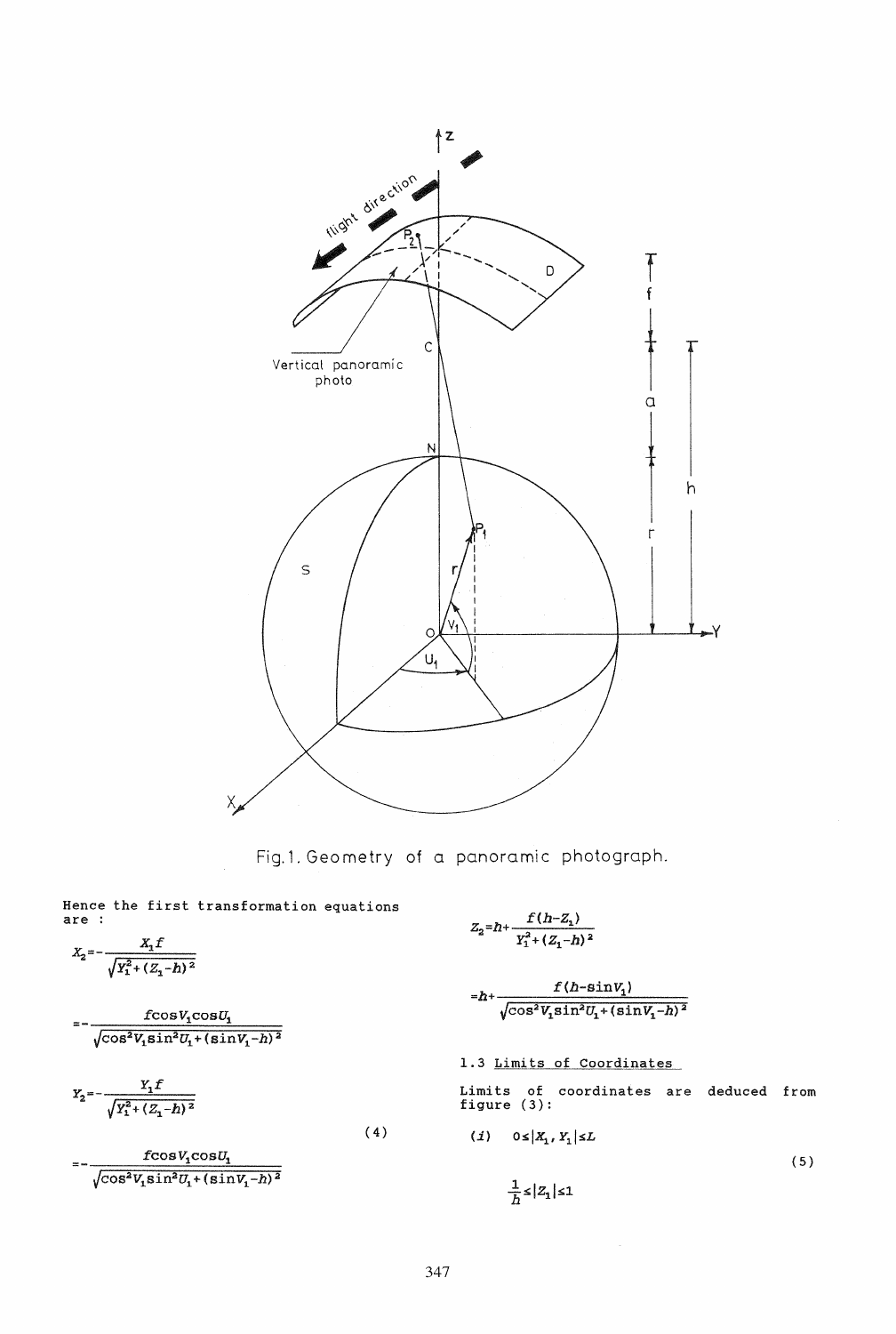Fig.1. Geometry of a panoramic photograph.

Hence the first transformation equations are :

$$X_2 = -\frac{X_1 f}{\sqrt{Y_1^2 + (Z_1 - h)^2}}$$

$$= -\frac{f\cos V_1 \cos U_1}{\sqrt{\cos^2 V_1 \sin^2 U_1 + (\sin V_1 - h)^2}}$$

$$Y_2 = -\frac{Y_1 f}{\sqrt{Y_1^2 + (Z_1 - h)^2}} \tag{4}$$

$$= -\frac{f\cos V_1 \cos U_1}{\sqrt{\cos^2 V_1 \sin^2 U_1 + (\sin V_1 - h)^2}}$$

$$Z_2 = h + \frac{f(h - Z_1)}{Y_1^2 + (Z_1 - h)^2}$$

$$= h + \frac{f(h - \sin V_1)}{\sqrt{\cos^2 V_1 \sin^2 U_1 + (\sin V_1 - h)^2}}$$

1.3 Limits of Coordinates

Limits of coordinates are deduced from figure (3):

(i) $0 \le |X_1, Y_1| \le L$

$$\frac{1}{h} \le |Z_1| \le 1 \tag{5}$$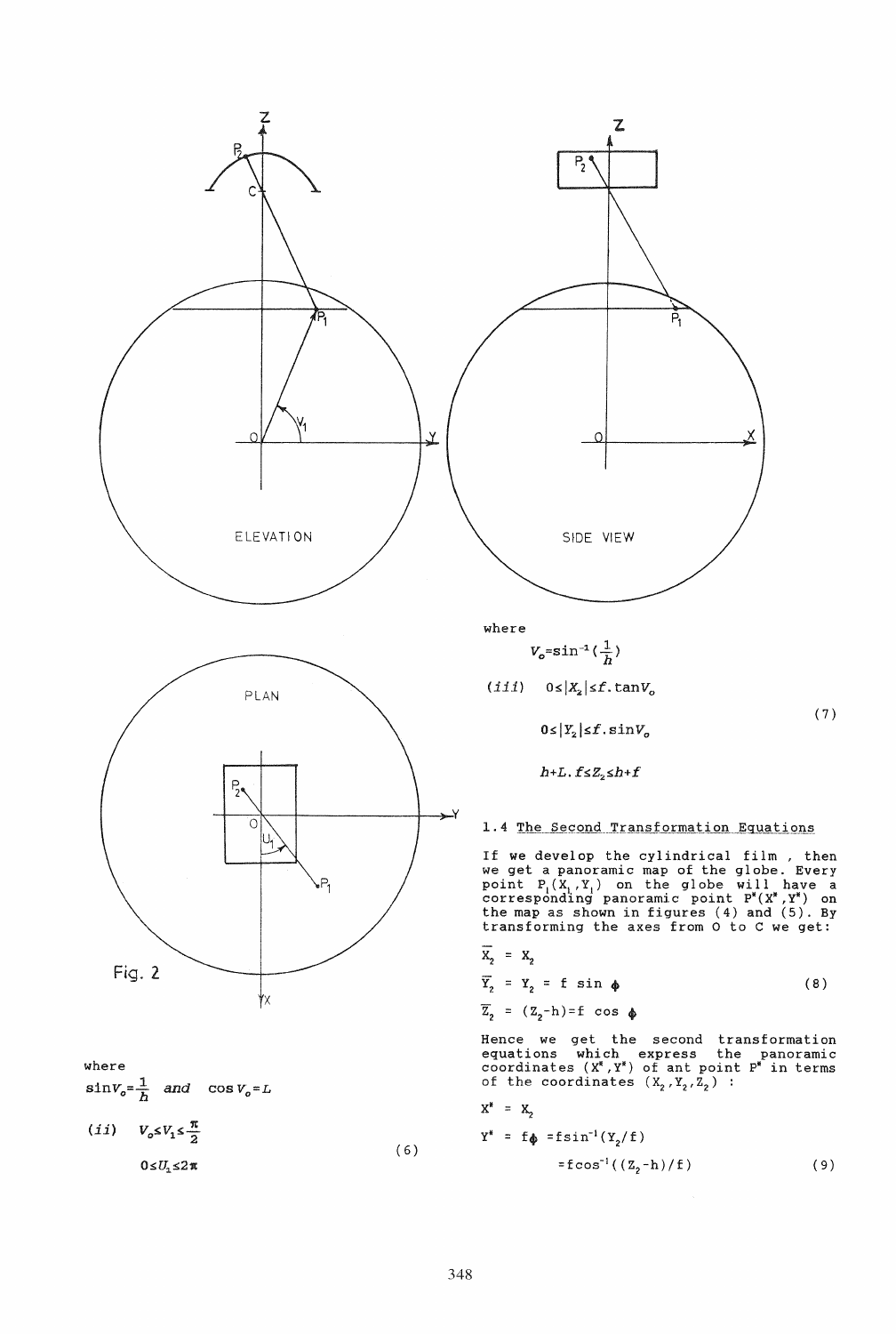Fig. 2

where

$\sin V_o = \frac{1}{h}$ and $\cos V_o = L$

$$(ii) \quad V_o \leq V_1 \leq \frac{\pi}{2}$$

$$0 \leq U_1 \leq 2\pi \qquad (6)$$

where

$$V_o = \sin^{-1}\left(\frac{1}{h}\right)$$

$$(iii) \quad 0 \leq |X_2| \leq f.\tan V_o$$

$$0 \leq |Y_2| \leq f.\sin V_o \qquad (7)$$

$$h + L.f \leq Z_2 \leq h + f$$

## 1.4 The Second Transformation Equations

If we develop the cylindrical film, then we get a panoramic map of the globe. Every point $P_1(X_1, Y_1)$ on the globe will have a corresponding panoramic point $P^*(X^*, Y^*)$ on the map as shown in figures (4) and (5). By transforming the axes from O to C we get:

$$\overline{X}_2 = X_2$$

$$\overline{Y}_2 = Y_2 = f \sin \phi \qquad (8)$$

$$\overline{Z}_2 = (Z_2 - h) = f \cos \phi$$

Hence we get the second transformation equations which express the panoramic coordinates $(X^*, Y^*)$ of ant point $P^*$ in terms of the coordinates $(X_2, Y_2, Z_2)$ :

$$X^* = X_2$$

$$Y^* = f\phi = f\sin^{-1}(Y_2/f)$$

$$= f\cos^{-1}((Z_2 - h)/f) \qquad (9)$$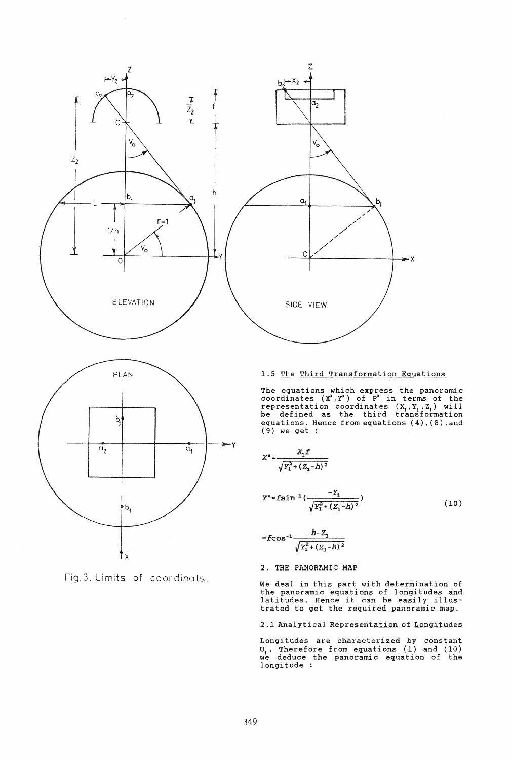Fig. 3. Limits of coordinats.

### 1.5 The Third Transformation Equations

The equations which express the panoramic coordinates $(X^*, Y^*)$ of $P^*$ in terms of the representation coordinates $(X_1, Y_1, Z_1)$ will be defined as the third transformation equations. Hence from equations (4), (8), and (9) we get :

$$X^* = \frac{X_1 f}{\sqrt{Y_1^2 + (Z_1 - h)^2}}$$

$$Y^* = f \sin^{-1}\left(\frac{-Y_1}{\sqrt{Y_1^2 + (Z_1 - h)^2}}\right) \tag{10}$$

$$= f \cos^{-1} \frac{h - Z_1}{\sqrt{Y_1^2 + (Z_1 - h)^2}}$$

## 2. THE PANORAMIC MAP

We deal in this part with determination of the panoramic equations of longitudes and latitudes. Hence it can be easily illustrated to get the required panoramic map.

### 2.1 Analytical Representation of Longitudes

Longitudes are characterized by constant $U_1$. Therefore from equations (1) and (10) we deduce the panoramic equation of the longitude :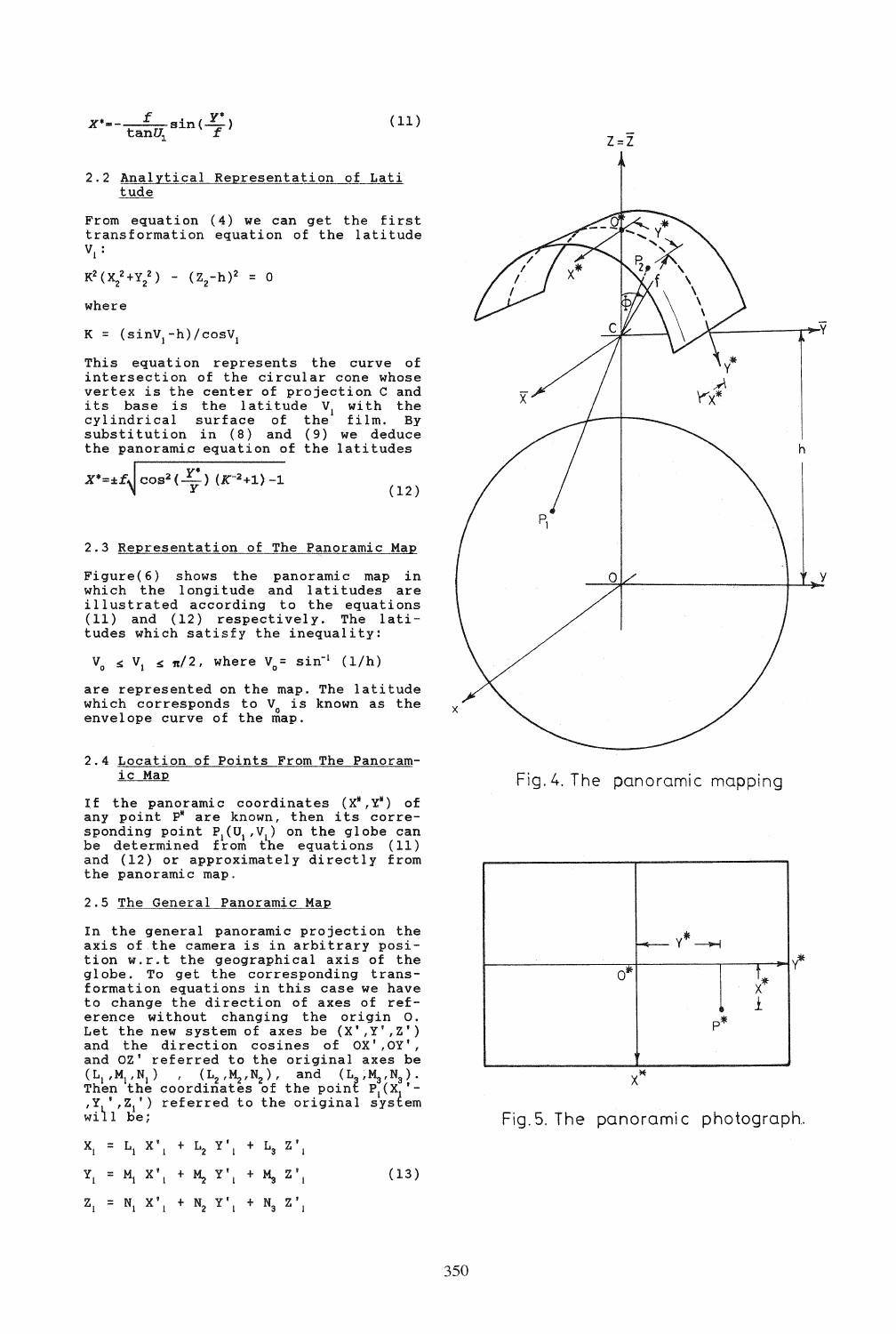$$X^{*}=-\frac{f}{\tan U_{1}}\sin\left(\frac{Y^{*}}{f}\right) \tag{11}$$

### 2.2 Analytical Representation of Latitude

From equation (4) we can get the first transformation equation of the latitude $V_1$:

$$K^2(X_2^2+Y_2^2) - (Z_2-h)^2 = 0$$

where

$$K = (\sin V_1 - h)/\cos V_1$$

This equation represents the curve of intersection of the circular cone whose vertex is the center of projection C and its base is the latitude $V_1$ with the cylindrical surface of the film. By substitution in (8) and (9) we deduce the panoramic equation of the latitudes

$$X^{*}=\pm f\sqrt{\cos^{2}\left(\frac{Y^{*}}{Y}\right)(K^{-2}+1)-1} \tag{12}$$

### 2.3 Representation of The Panoramic Map

Figure(6) shows the panoramic map in which the longitude and latitudes are illustrated according to the equations (11) and (12) respectively. The latitudes which satisfy the inequality:

$$V_0 \le V_1 \le \pi/2, \text{ where } V_0 = \sin^{-1}(1/h)$$

are represented on the map. The latitude which corresponds to $V_0$ is known as the envelope curve of the map.

### 2.4 Location of Points From The Panoramic Map

If the panoramic coordinates $(X^{*},Y^{*})$ of any point $P^{*}$ are known, then its corresponding point $P_1(U_1,V_1)$ on the globe can be determined from the equations (11) and (12) or approximately directly from the panoramic map.

### 2.5 The General Panoramic Map

In the general panoramic projection the axis of the camera is in arbitrary position w.r.t the geographical axis of the globe. To get the corresponding transformation equations in this case we have to change the direction of axes of reference without changing the origin O. Let the new system of axes be $(X',Y',Z')$ and the direction cosines of OX', OY', and OZ' referred to the original axes be $(L_1,M_1,N_1)$ , $(L_2,M_2,N_2)$, and $(L_3,M_3,N_3)$. Then the coordinates of the point $P_1(X_1',Y_1',Z_1')$ referred to the original system will be;

$$\begin{aligned}
X_1 &= L_1 X'_1 + L_2 Y'_1 + L_3 Z'_1 \\
Y_1 &= M_1 X'_1 + M_2 Y'_1 + M_3 Z'_1 \\
Z_1 &= N_1 X'_1 + N_2 Y'_1 + N_3 Z'_1
\end{aligned} \tag{13}$$

Fig. 4. The panoramic mapping

Fig. 5. The panoramic photograph.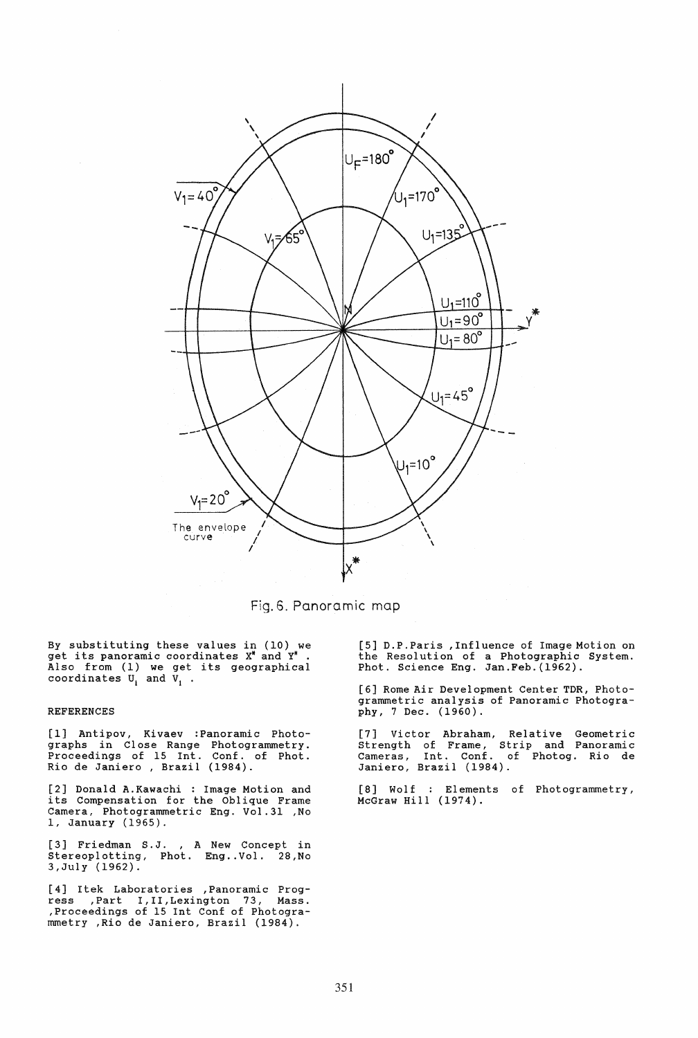$U_F=180°$

$U_1=170°$

$V_1=40°$

$V_1=65°$

$U_1=135°$

$U_1=110°$

$U_1=90°$

$Y^*$

$U_1=80°$

$U_1=45°$

$U_1=10°$

$V_1=20°$

The envelope curve

$X^*$

Fig. 6. Panoramic map

By substituting these values in (10) we get its panoramic coordinates $X^*$ and $Y^*$. Also from (1) we get its geographical coordinates $U_1$ and $V_1$.

REFERENCES

[1] Antipov, Kivaev :Panoramic Photographs in Close Range Photogrammetry. Proceedings of 15 Int. Conf. of Phot. Rio de Janiero , Brazil (1984).

[2] Donald A.Kawachi : Image Motion and its Compensation for the Oblique Frame Camera, Photogrammetric Eng. Vol.31 ,No 1, January (1965).

[3] Friedman S.J. , A New Concept in Stereoplotting, Phot. Eng..Vol. 28,No 3,July (1962).

[4] Itek Laboratories ,Panoramic Progress ,Part I,II,Lexington 73, Mass. ,Proceedings of 15 Int Conf of Photogrammetry ,Rio de Janiero, Brazil (1984).

[5] D.P.Paris ,Influence of Image Motion on the Resolution of a Photographic System. Phot. Science Eng. Jan.Feb.(1962).

[6] Rome Air Development Center TDR, Photogrammetric analysis of Panoramic Photography, 7 Dec. (1960).

[7] Victor Abraham, Relative Geometric Strength of Frame, Strip and Panoramic Cameras, Int. Conf. of Photog. Rio de Janiero, Brazil (1984).

[8] Wolf : Elements of Photogrammetry, McGraw Hill (1974).